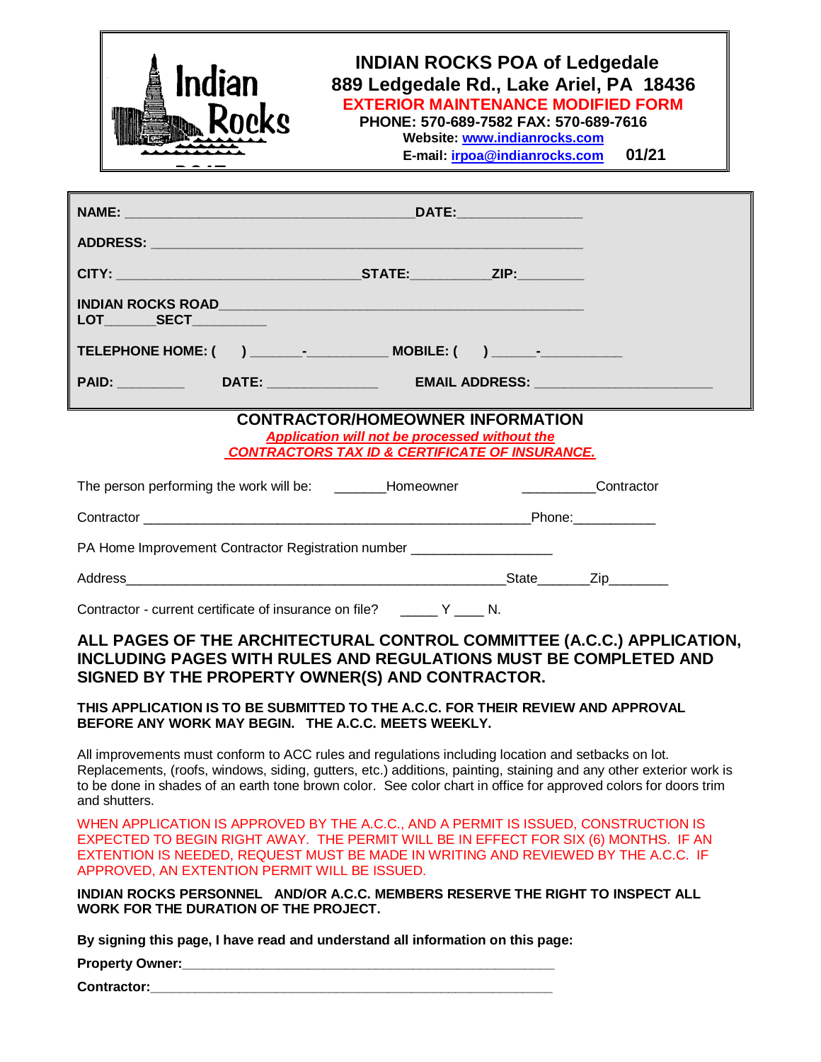# INDIAN ROCKS POA of Ledgedale

**889 Ledgedale Rd., Lake Ariel, PA 18436**

**EXTERIOR MAINTENANCE MODIFIED FORM**

**PHONE: 570-689-7582 FAX: 570-689-7616**

**Website: www.indianrocks.com**

**E-mail: irpoa@indianrocks.com** **01/21**

---

**NAME:** ______________________________________ **DATE:** ________________

**ADDRESS:** ___________________________________________________________

**CITY:** _________________________________ **STATE:** __________ **ZIP:** _________

**INDIAN ROCKS ROAD** _________________________________________________

**LOT** _______ **SECT** __________

**TELEPHONE HOME: (    )** _______-__________ **MOBILE: (    )** ______-__________

**PAID:** _________ **DATE:** ______________ **EMAIL ADDRESS:** _______________________

---

## CONTRACTOR/HOMEOWNER INFORMATION

***Application will not be processed without the CONTRACTORS TAX ID & CERTIFICATE OF INSURANCE.***

The person performing the work will be: _______Homeowner __________Contractor

Contractor ____________________________________________________ Phone: ___________

PA Home Improvement Contractor Registration number ___________________

Address___________________________________________________ State_______ Zip________

Contractor - current certificate of insurance on file? _____ Y ____ N.

### ALL PAGES OF THE ARCHITECTURAL CONTROL COMMITTEE (A.C.C.) APPLICATION, INCLUDING PAGES WITH RULES AND REGULATIONS MUST BE COMPLETED AND SIGNED BY THE PROPERTY OWNER(S) AND CONTRACTOR.

**THIS APPLICATION IS TO BE SUBMITTED TO THE A.C.C. FOR THEIR REVIEW AND APPROVAL BEFORE ANY WORK MAY BEGIN. THE A.C.C. MEETS WEEKLY.**

All improvements must conform to ACC rules and regulations including location and setbacks on lot. Replacements, (roofs, windows, siding, gutters, etc.) additions, painting, staining and any other exterior work is to be done in shades of an earth tone brown color. See color chart in office for approved colors for doors trim and shutters.

WHEN APPLICATION IS APPROVED BY THE A.C.C., AND A PERMIT IS ISSUED, CONSTRUCTION IS EXPECTED TO BEGIN RIGHT AWAY. THE PERMIT WILL BE IN EFFECT FOR SIX (6) MONTHS. IF AN EXTENTION IS NEEDED, REQUEST MUST BE MADE IN WRITING AND REVIEWED BY THE A.C.C. IF APPROVED, AN EXTENTION PERMIT WILL BE ISSUED.

**INDIAN ROCKS PERSONNEL AND/OR A.C.C. MEMBERS RESERVE THE RIGHT TO INSPECT ALL WORK FOR THE DURATION OF THE PROJECT.**

**By signing this page, I have read and understand all information on this page:**

**Property Owner:** ___________________________________________________

**Contractor:** ______________________________________________________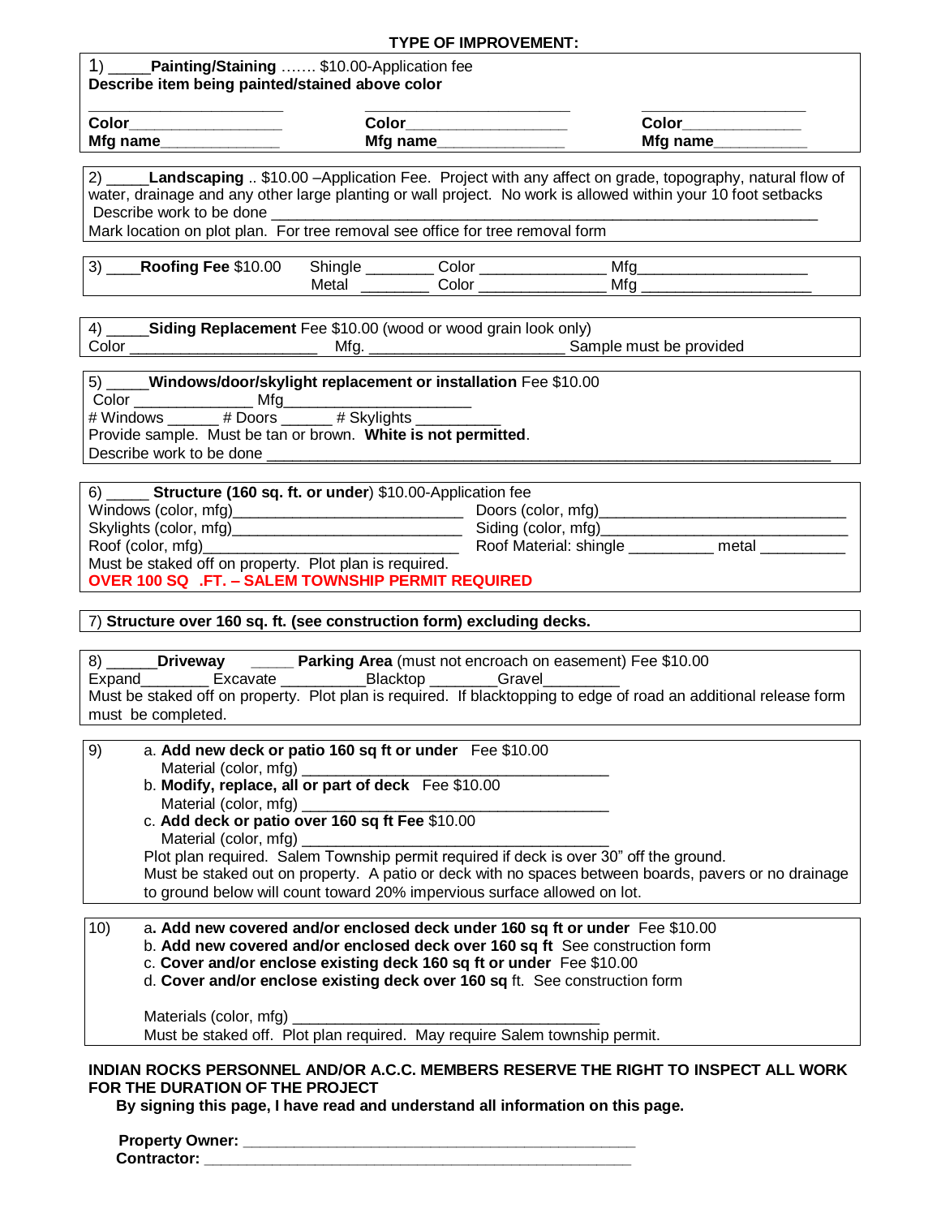**TYPE OF IMPROVEMENT:**

1) _____**Painting/Staining** ……. $10.00-Application fee
**Describe item being painted/stained above color**

______________________ ______________________ ______________________

**Color**__________________ **Color**__________________ **Color**______________
**Mfg name**______________ **Mfg name**______________ **Mfg name**___________

---

2) _____**Landscaping** .. $10.00 –Application Fee. Project with any affect on grade, topography, natural flow of water, drainage and any other large planting or wall project. No work is allowed within your 10 foot setbacks
Describe work to be done ____________________________________________________________
Mark location on plot plan. For tree removal see office for tree removal form

---

3) ____**Roofing Fee** $10.00 Shingle ________ Color ______________ Mfg___________________
Metal ________ Color ______________ Mfg ___________________

---

4) _____**Siding Replacement** Fee $10.00 (wood or wood grain look only)
Color ______________________ Mfg. ______________________ Sample must be provided

---

5) _____**Windows/door/skylight replacement or installation** Fee $10.00
Color ______________ Mfg______________________
\# Windows ______ # Doors ______ # Skylights __________
Provide sample. Must be tan or brown. **White is not permitted**.
Describe work to be done ______________________________________________________________

---

6) _____ **Structure (160 sq. ft. or under**) $10.00-Application fee
Windows (color, mfg)___________________________ Doors (color, mfg)_____________________________
Skylights (color, mfg)___________________________ Siding (color, mfg)_____________________________
Roof (color, mfg)_______________________________ Roof Material: shingle __________ metal __________
Must be staked off on property. Plot plan is required.
**OVER 100 SQ .FT. – SALEM TOWNSHIP PERMIT REQUIRED**

---

7) **Structure over 160 sq. ft. (see construction form) excluding decks.**

---

8) ______**Driveway** _____ **Parking Area** (must not encroach on easement) Fee $10.00
Expand________ Excavate __________Blacktop ________Gravel_________
Must be staked off on property. Plot plan is required. If blacktopping to edge of road an additional release form must be completed.

---

9)
a. **Add new deck or patio 160 sq ft or under** Fee $10.00
Material (color, mfg) ___________________________________
b. **Modify, replace, all or part of deck** Fee $10.00
Material (color, mfg) ___________________________________
c. **Add deck or patio over 160 sq ft Fee** $10.00
Material (color, mfg) ___________________________________
Plot plan required. Salem Township permit required if deck is over 30" off the ground.
Must be staked out on property. A patio or deck with no spaces between boards, pavers or no drainage to ground below will count toward 20% impervious surface allowed on lot.

---

10)
a**. Add new covered and/or enclosed deck under 160 sq ft or under** Fee $10.00
b. **Add new covered and/or enclosed deck over 160 sq ft** See construction form
c. **Cover and/or enclose existing deck 160 sq ft or under** Fee $10.00
d. **Cover and/or enclose existing deck over 160 sq** ft. See construction form

Materials (color, mfg) ___________________________________
Must be staked off. Plot plan required. May require Salem township permit.

---

**INDIAN ROCKS PERSONNEL AND/OR A.C.C. MEMBERS RESERVE THE RIGHT TO INSPECT ALL WORK FOR THE DURATION OF THE PROJECT**
**By signing this page, I have read and understand all information on this page.**

**Property Owner:** _____________________________________________
**Contractor:** _________________________________________________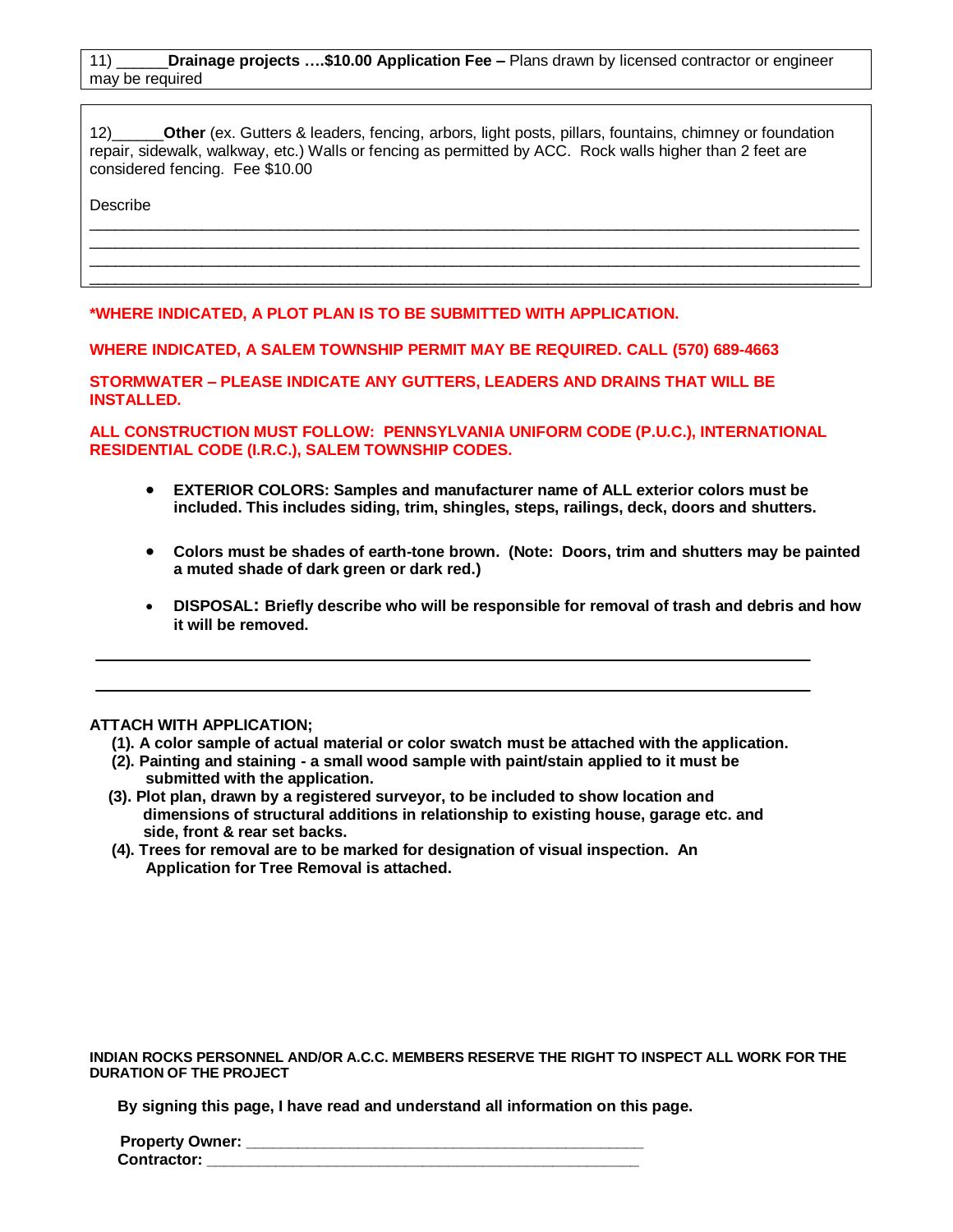11) ______**Drainage projects ….$10.00 Application Fee –** Plans drawn by licensed contractor or engineer may be required

12)______**Other** (ex. Gutters & leaders, fencing, arbors, light posts, pillars, fountains, chimney or foundation repair, sidewalk, walkway, etc.) Walls or fencing as permitted by ACC. Rock walls higher than 2 feet are considered fencing. Fee $10.00

Describe

______________________________________________________________________________

______________________________________________________________________________

______________________________________________________________________________

______________________________________________________________________________

**\*WHERE INDICATED, A PLOT PLAN IS TO BE SUBMITTED WITH APPLICATION.**

**WHERE INDICATED, A SALEM TOWNSHIP PERMIT MAY BE REQUIRED. CALL (570) 689-4663**

**STORMWATER – PLEASE INDICATE ANY GUTTERS, LEADERS AND DRAINS THAT WILL BE INSTALLED.**

**ALL CONSTRUCTION MUST FOLLOW: PENNSYLVANIA UNIFORM CODE (P.U.C.), INTERNATIONAL RESIDENTIAL CODE (I.R.C.), SALEM TOWNSHIP CODES.**

- **EXTERIOR COLORS: Samples and manufacturer name of ALL exterior colors must be included. This includes siding, trim, shingles, steps, railings, deck, doors and shutters.**
- **Colors must be shades of earth-tone brown. (Note: Doors, trim and shutters may be painted a muted shade of dark green or dark red.)**
- **DISPOSAL: Briefly describe who will be responsible for removal of trash and debris and how it will be removed.**

______________________________________________________________________________

______________________________________________________________________________

**ATTACH WITH APPLICATION;**

**(1). A color sample of actual material or color swatch must be attached with the application.**
**(2). Painting and staining - a small wood sample with paint/stain applied to it must be submitted with the application.**
**(3). Plot plan, drawn by a registered surveyor, to be included to show location and dimensions of structural additions in relationship to existing house, garage etc. and side, front & rear set backs.**
**(4). Trees for removal are to be marked for designation of visual inspection. An Application for Tree Removal is attached.**

**INDIAN ROCKS PERSONNEL AND/OR A.C.C. MEMBERS RESERVE THE RIGHT TO INSPECT ALL WORK FOR THE DURATION OF THE PROJECT**

**By signing this page, I have read and understand all information on this page.**

**Property Owner:** ______________________________________________

**Contractor:** ______________________________________________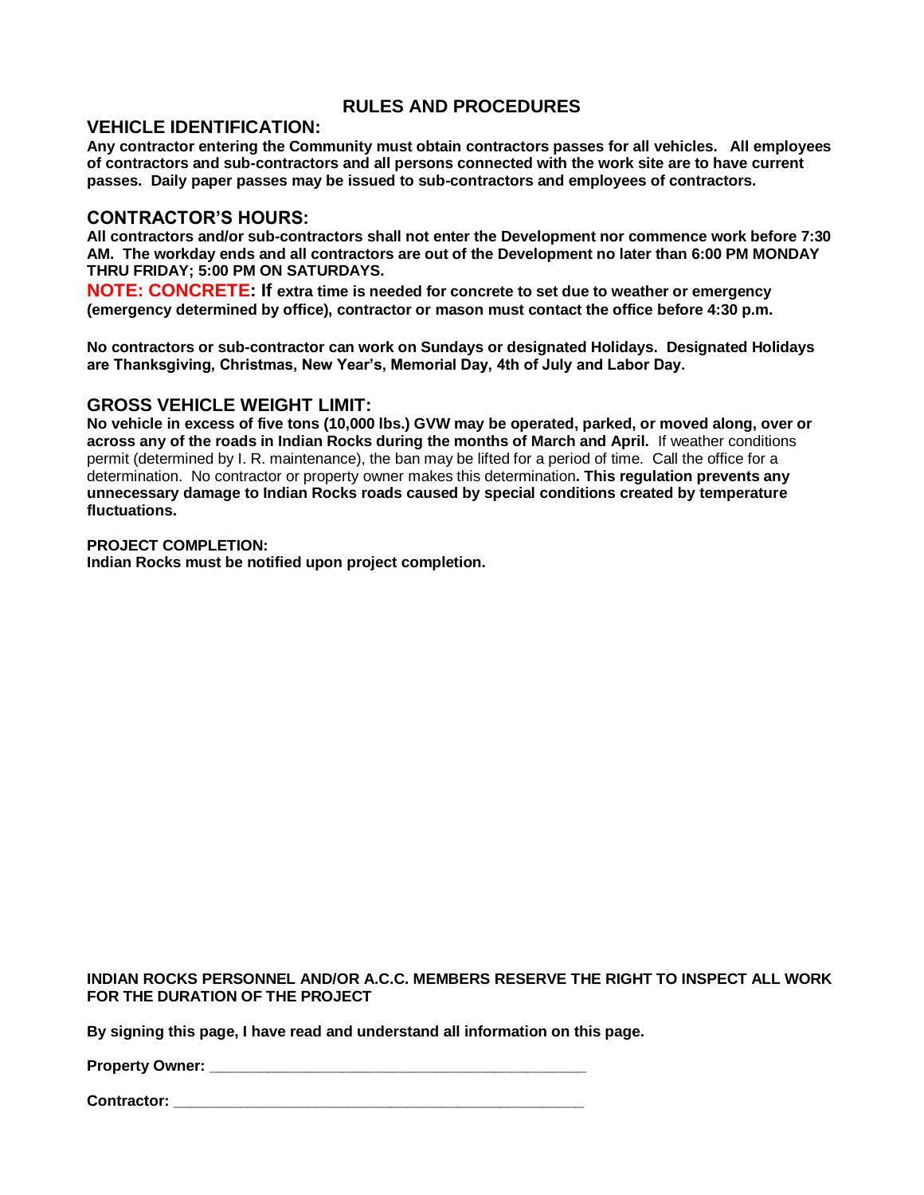# RULES AND PROCEDURES

## VEHICLE IDENTIFICATION:

**Any contractor entering the Community must obtain contractors passes for all vehicles. All employees of contractors and sub-contractors and all persons connected with the work site are to have current passes. Daily paper passes may be issued to sub-contractors and employees of contractors.**

## CONTRACTOR'S HOURS:

**All contractors and/or sub-contractors shall not enter the Development nor commence work before 7:30 AM. The workday ends and all contractors are out of the Development no later than 6:00 PM MONDAY THRU FRIDAY; 5:00 PM ON SATURDAYS.**

**NOTE: CONCRETE: If extra time is needed for concrete to set due to weather or emergency (emergency determined by office), contractor or mason must contact the office before 4:30 p.m.**

**No contractors or sub-contractor can work on Sundays or designated Holidays. Designated Holidays are Thanksgiving, Christmas, New Year's, Memorial Day, 4th of July and Labor Day.**

## GROSS VEHICLE WEIGHT LIMIT:

**No vehicle in excess of five tons (10,000 lbs.) GVW may be operated, parked, or moved along, over or across any of the roads in Indian Rocks during the months of March and April.** If weather conditions permit (determined by I. R. maintenance), the ban may be lifted for a period of time. Call the office for a determination. No contractor or property owner makes this determination**. This regulation prevents any unnecessary damage to Indian Rocks roads caused by special conditions created by temperature fluctuations.**

**PROJECT COMPLETION:**
**Indian Rocks must be notified upon project completion.**

**INDIAN ROCKS PERSONNEL AND/OR A.C.C. MEMBERS RESERVE THE RIGHT TO INSPECT ALL WORK FOR THE DURATION OF THE PROJECT**

**By signing this page, I have read and understand all information on this page.**

**Property Owner:** ______________________________________________

**Contractor:** __________________________________________________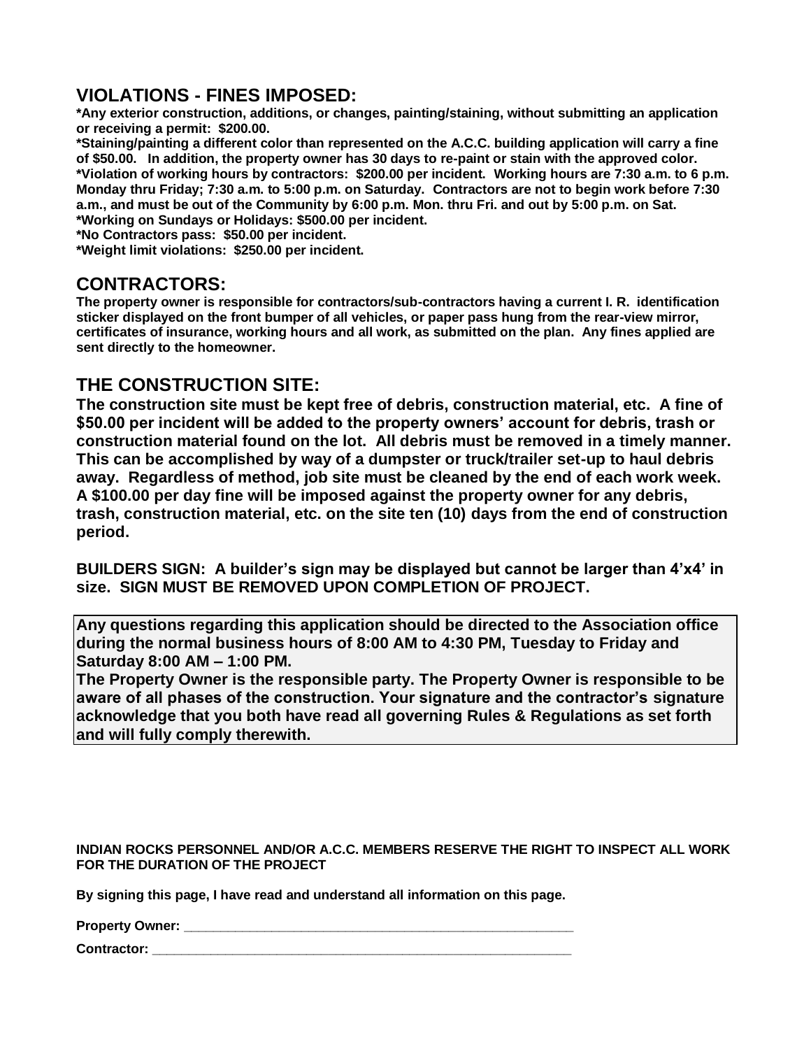## VIOLATIONS - FINES IMPOSED:

**\*Any exterior construction, additions, or changes, painting/staining, without submitting an application or receiving a permit: $200.00.**

**\*Staining/painting a different color than represented on the A.C.C. building application will carry a fine of $50.00. In addition, the property owner has 30 days to re-paint or stain with the approved color.**

**\*Violation of working hours by contractors: $200.00 per incident. Working hours are 7:30 a.m. to 6 p.m. Monday thru Friday; 7:30 a.m. to 5:00 p.m. on Saturday. Contractors are not to begin work before 7:30 a.m., and must be out of the Community by 6:00 p.m. Mon. thru Fri. and out by 5:00 p.m. on Sat.**

**\*Working on Sundays or Holidays: $500.00 per incident.**

**\*No Contractors pass: $50.00 per incident.**

**\*Weight limit violations: $250.00 per incident.**

## CONTRACTORS:

**The property owner is responsible for contractors/sub-contractors having a current I. R. identification sticker displayed on the front bumper of all vehicles, or paper pass hung from the rear-view mirror, certificates of insurance, working hours and all work, as submitted on the plan. Any fines applied are sent directly to the homeowner.**

## THE CONSTRUCTION SITE:

**The construction site must be kept free of debris, construction material, etc. A fine of $50.00 per incident will be added to the property owners' account for debris, trash or construction material found on the lot. All debris must be removed in a timely manner. This can be accomplished by way of a dumpster or truck/trailer set-up to haul debris away. Regardless of method, job site must be cleaned by the end of each work week. A $100.00 per day fine will be imposed against the property owner for any debris, trash, construction material, etc. on the site ten (10) days from the end of construction period.**

**BUILDERS SIGN: A builder's sign may be displayed but cannot be larger than 4'x4' in size. SIGN MUST BE REMOVED UPON COMPLETION OF PROJECT.**

**Any questions regarding this application should be directed to the Association office during the normal business hours of 8:00 AM to 4:30 PM, Tuesday to Friday and Saturday 8:00 AM – 1:00 PM.**
**The Property Owner is the responsible party. The Property Owner is responsible to be aware of all phases of the construction. Your signature and the contractor's signature acknowledge that you both have read all governing Rules & Regulations as set forth and will fully comply therewith.**

**INDIAN ROCKS PERSONNEL AND/OR A.C.C. MEMBERS RESERVE THE RIGHT TO INSPECT ALL WORK FOR THE DURATION OF THE PROJECT**

**By signing this page, I have read and understand all information on this page.**

**Property Owner:** ____________________________________________________________

**Contractor:** ________________________________________________________________